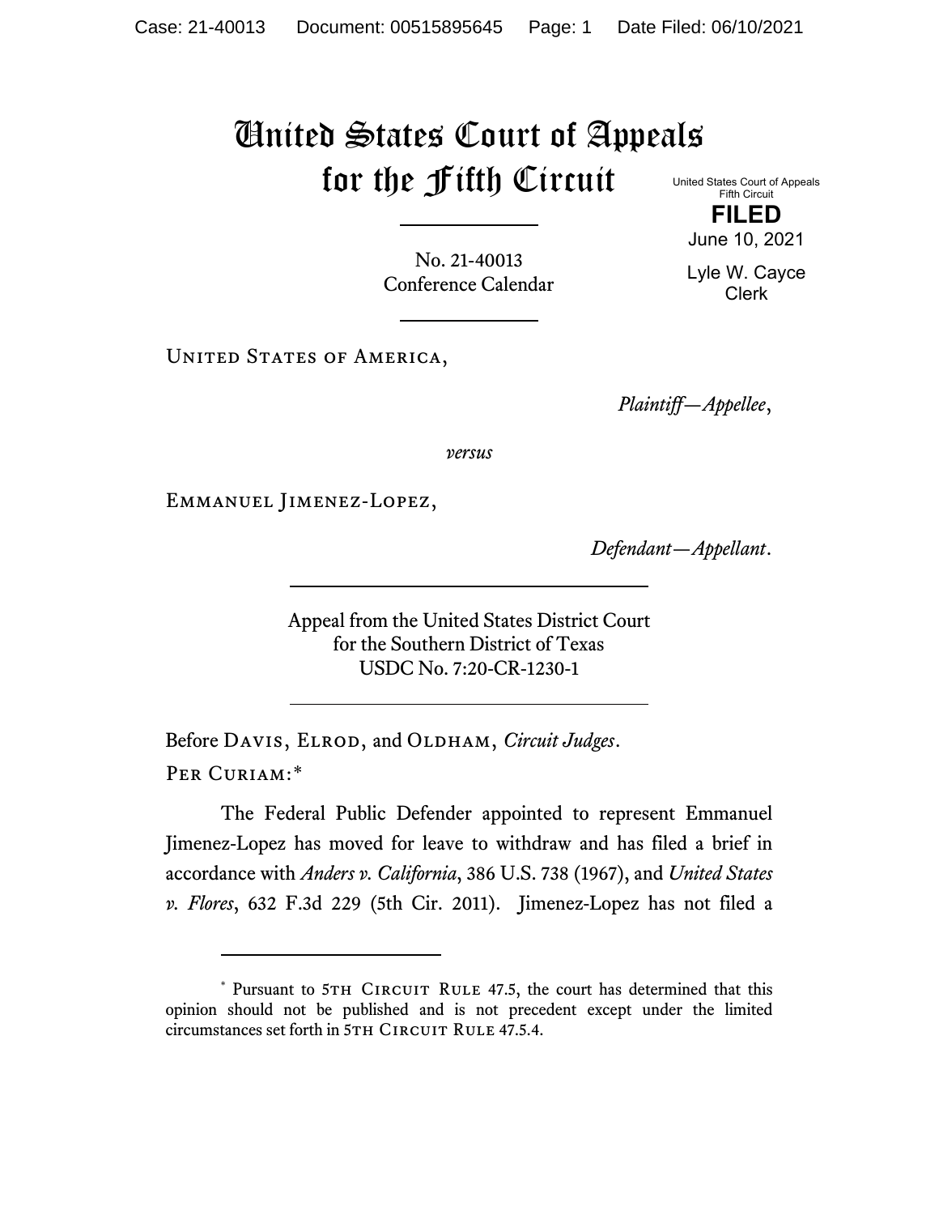# United States Court of Appeals for the Fifth Circuit

United States Court of Appeals
Fifth Circuit

**FILED**

June 10, 2021

Lyle W. Cayce
Clerk

No. 21-40013
Conference Calendar

United States of America,

*Plaintiff—Appellee*,

*versus*

Emmanuel Jimenez-Lopez,

*Defendant—Appellant*.

Appeal from the United States District Court
for the Southern District of Texas
USDC No. 7:20-CR-1230-1

Before Davis, Elrod, and Oldham, *Circuit Judges*.

Per Curiam:*

The Federal Public Defender appointed to represent Emmanuel Jimenez-Lopez has moved for leave to withdraw and has filed a brief in accordance with *Anders v. California*, 386 U.S. 738 (1967), and *United States v. Flores*, 632 F.3d 229 (5th Cir. 2011). Jimenez-Lopez has not filed a

---

\* Pursuant to 5th Circuit Rule 47.5, the court has determined that this opinion should not be published and is not precedent except under the limited circumstances set forth in 5th Circuit Rule 47.5.4.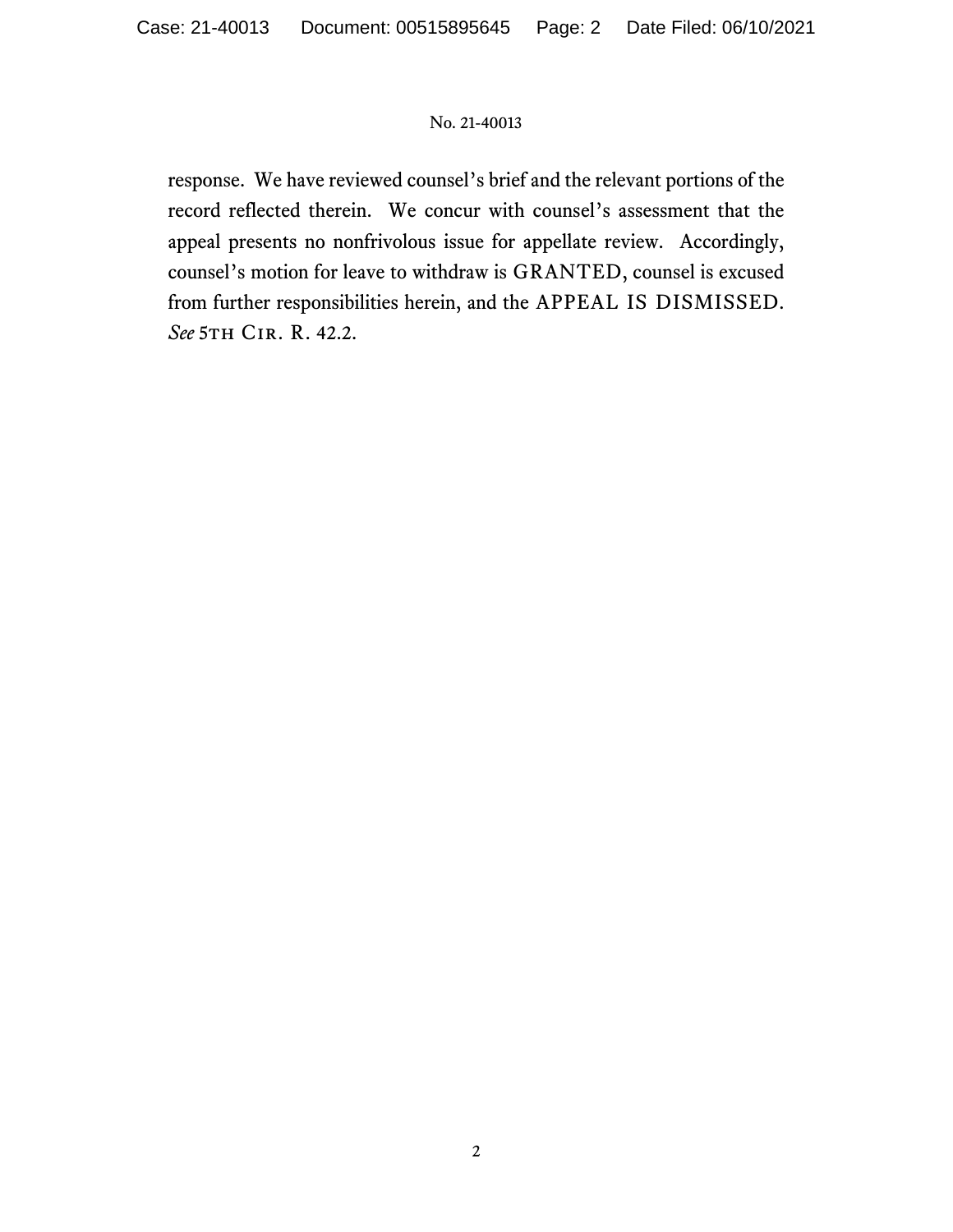response. We have reviewed counsel's brief and the relevant portions of the record reflected therein. We concur with counsel's assessment that the appeal presents no nonfrivolous issue for appellate review. Accordingly, counsel's motion for leave to withdraw is GRANTED, counsel is excused from further responsibilities herein, and the APPEAL IS DISMISSED. *See* 5TH CIR. R. 42.2.